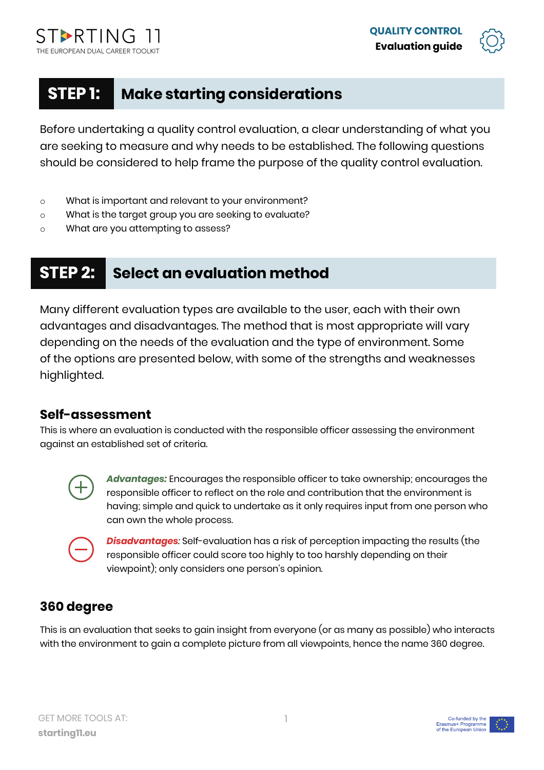## STEP 1: Make starting considerations

Before undertaking a quality control evaluation, a clear understanding of what you are seeking to measure and why needs to be established. The following questions should be considered to help frame the purpose of the quality control evaluation.

- What is important and relevant to your environment?
- What is the target group you are seeking to evaluate?
- What are you attempting to assess?

## STEP 2: Select an evaluation method

Many different evaluation types are available to the user, each with their own advantages and disadvantages. The method that is most appropriate will vary depending on the needs of the evaluation and the type of environment. Some of the options are presented below, with some of the strengths and weaknesses highlighted.

### Self-assessment

This is where an evaluation is conducted with the responsible officer assessing the environment against an established set of criteria.

***Advantages:*** Encourages the responsible officer to take ownership; encourages the responsible officer to reflect on the role and contribution that the environment is having; simple and quick to undertake as it only requires input from one person who can own the whole process.

***Disadvantages:*** Self-evaluation has a risk of perception impacting the results (the responsible officer could score too highly to too harshly depending on their viewpoint); only considers one person's opinion.

### 360 degree

This is an evaluation that seeks to gain insight from everyone (or as many as possible) who interacts with the environment to gain a complete picture from all viewpoints, hence the name 360 degree.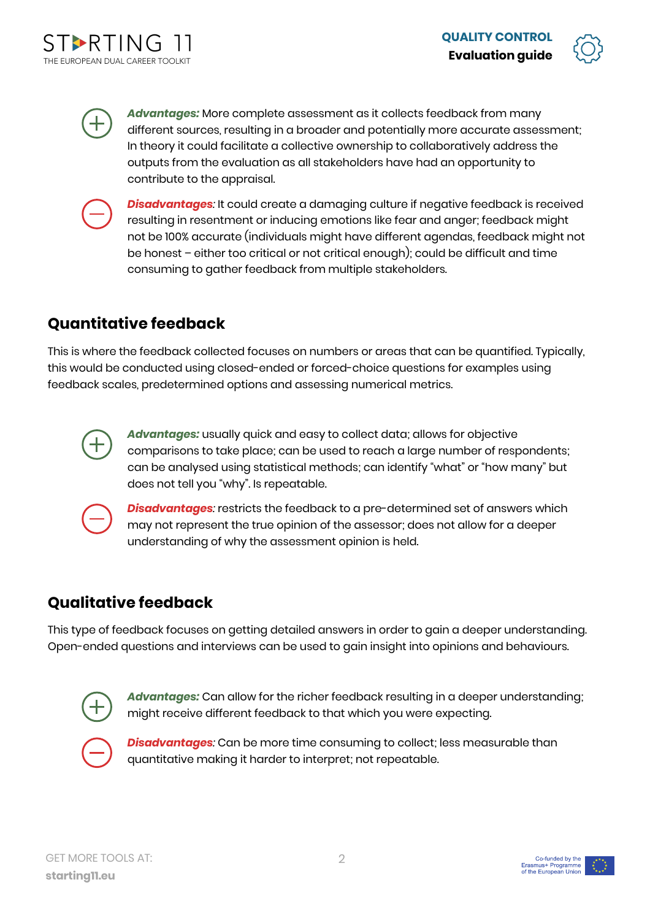***Advantages:*** More complete assessment as it collects feedback from many different sources, resulting in a broader and potentially more accurate assessment; In theory it could facilitate a collective ownership to collaboratively address the outputs from the evaluation as all stakeholders have had an opportunity to contribute to the appraisal.

***Disadvantages***: It could create a damaging culture if negative feedback is received resulting in resentment or inducing emotions like fear and anger; feedback might not be 100% accurate (individuals might have different agendas, feedback might not be honest – either too critical or not critical enough); could be difficult and time consuming to gather feedback from multiple stakeholders.

## Quantitative feedback

This is where the feedback collected focuses on numbers or areas that can be quantified. Typically, this would be conducted using closed-ended or forced-choice questions for examples using feedback scales, predetermined options and assessing numerical metrics.

***Advantages:*** usually quick and easy to collect data; allows for objective comparisons to take place; can be used to reach a large number of respondents; can be analysed using statistical methods; can identify "what" or "how many" but does not tell you "why". Is repeatable.

***Disadvantages***: restricts the feedback to a pre-determined set of answers which may not represent the true opinion of the assessor; does not allow for a deeper understanding of why the assessment opinion is held.

## Qualitative feedback

This type of feedback focuses on getting detailed answers in order to gain a deeper understanding. Open-ended questions and interviews can be used to gain insight into opinions and behaviours.

***Advantages:*** Can allow for the richer feedback resulting in a deeper understanding; might receive different feedback to that which you were expecting.

***Disadvantages***: Can be more time consuming to collect; less measurable than quantitative making it harder to interpret; not repeatable.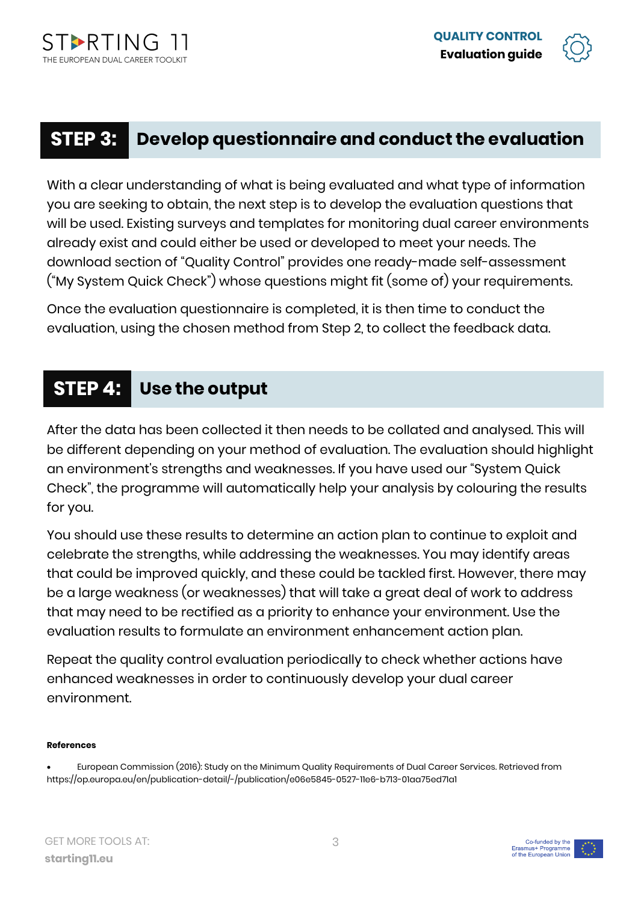## STEP 3: Develop questionnaire and conduct the evaluation

With a clear understanding of what is being evaluated and what type of information you are seeking to obtain, the next step is to develop the evaluation questions that will be used. Existing surveys and templates for monitoring dual career environments already exist and could either be used or developed to meet your needs. The download section of "Quality Control" provides one ready-made self-assessment ("My System Quick Check") whose questions might fit (some of) your requirements.

Once the evaluation questionnaire is completed, it is then time to conduct the evaluation, using the chosen method from Step 2, to collect the feedback data.

## STEP 4: Use the output

After the data has been collected it then needs to be collated and analysed. This will be different depending on your method of evaluation. The evaluation should highlight an environment's strengths and weaknesses. If you have used our "System Quick Check", the programme will automatically help your analysis by colouring the results for you.

You should use these results to determine an action plan to continue to exploit and celebrate the strengths, while addressing the weaknesses. You may identify areas that could be improved quickly, and these could be tackled first. However, there may be a large weakness (or weaknesses) that will take a great deal of work to address that may need to be rectified as a priority to enhance your environment. Use the evaluation results to formulate an environment enhancement action plan.

Repeat the quality control evaluation periodically to check whether actions have enhanced weaknesses in order to continuously develop your dual career environment.

**References**

- European Commission (2016): Study on the Minimum Quality Requirements of Dual Career Services. Retrieved from https://op.europa.eu/en/publication-detail/-/publication/e06e5845-0527-11e6-b713-01aa75ed71a1